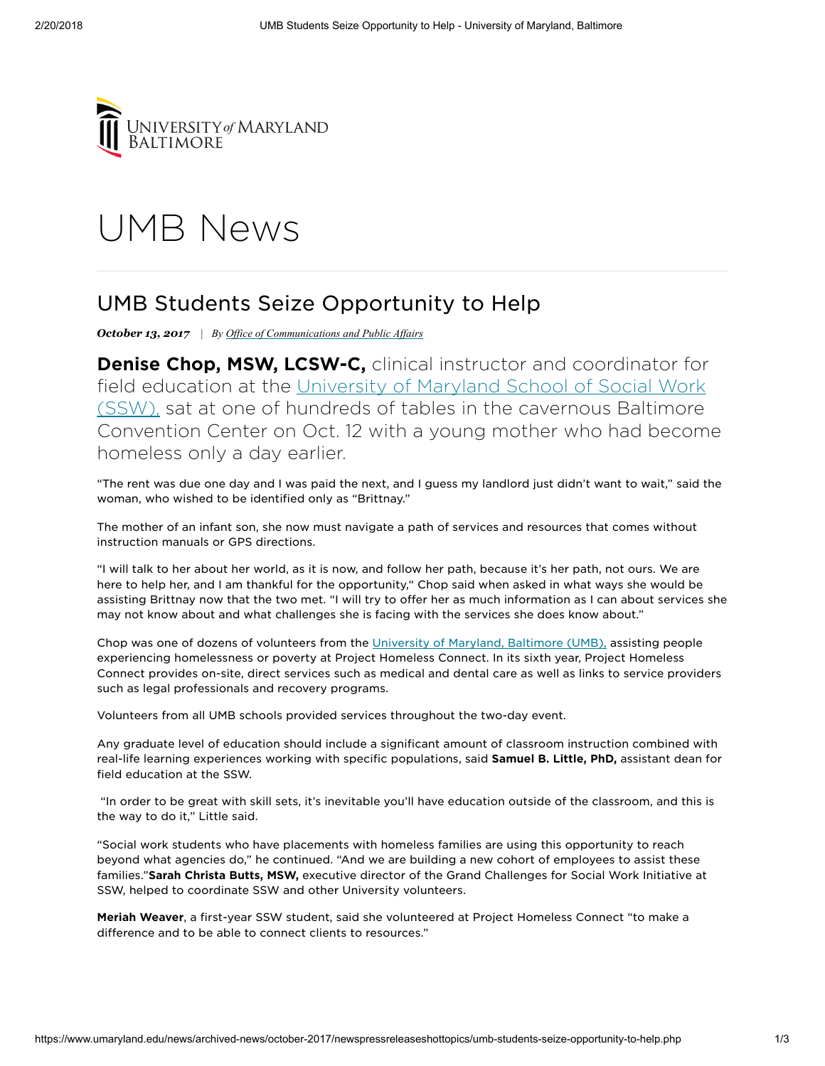University of Maryland Baltimore

# UMB News

## UMB Students Seize Opportunity to Help

***October 13, 2017*** | *By Office of Communications and Public Affairs*

**Denise Chop, MSW, LCSW-C,** clinical instructor and coordinator for field education at the University of Maryland School of Social Work (SSW), sat at one of hundreds of tables in the cavernous Baltimore Convention Center on Oct. 12 with a young mother who had become homeless only a day earlier.

"The rent was due one day and I was paid the next, and I guess my landlord just didn't want to wait," said the woman, who wished to be identified only as "Brittnay."

The mother of an infant son, she now must navigate a path of services and resources that comes without instruction manuals or GPS directions.

"I will talk to her about her world, as it is now, and follow her path, because it's her path, not ours. We are here to help her, and I am thankful for the opportunity," Chop said when asked in what ways she would be assisting Brittnay now that the two met. "I will try to offer her as much information as I can about services she may not know about and what challenges she is facing with the services she does know about."

Chop was one of dozens of volunteers from the University of Maryland, Baltimore (UMB), assisting people experiencing homelessness or poverty at Project Homeless Connect. In its sixth year, Project Homeless Connect provides on-site, direct services such as medical and dental care as well as links to service providers such as legal professionals and recovery programs.

Volunteers from all UMB schools provided services throughout the two-day event.

Any graduate level of education should include a significant amount of classroom instruction combined with real-life learning experiences working with specific populations, said **Samuel B. Little, PhD,** assistant dean for field education at the SSW.

"In order to be great with skill sets, it's inevitable you'll have education outside of the classroom, and this is the way to do it," Little said.

"Social work students who have placements with homeless families are using this opportunity to reach beyond what agencies do," he continued. "And we are building a new cohort of employees to assist these families."**Sarah Christa Butts, MSW,** executive director of the Grand Challenges for Social Work Initiative at SSW, helped to coordinate SSW and other University volunteers.

**Meriah Weaver**, a first-year SSW student, said she volunteered at Project Homeless Connect "to make a difference and to be able to connect clients to resources."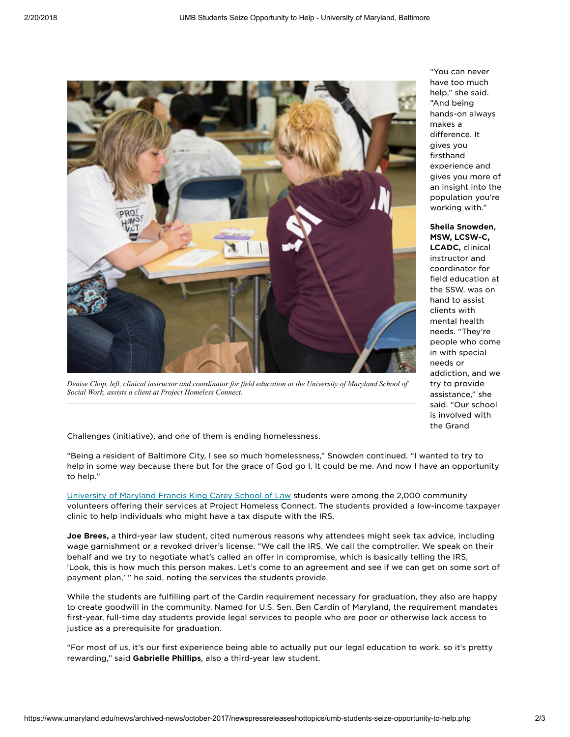*Denise Chop, left, clinical instructor and coordinator for field education at the University of Maryland School of Social Work, assists a client at Project Homeless Connect.*

"You can never have too much help," she said. "And being hands-on always makes a difference. It gives you firsthand experience and gives you more of an insight into the population you're working with."

**Sheila Snowden, MSW, LCSW-C, LCADC,** clinical instructor and coordinator for field education at the SSW, was on hand to assist clients with mental health needs. "They're people who come in with special needs or addiction, and we try to provide assistance," she said. "Our school is involved with the Grand Challenges (initiative), and one of them is ending homelessness.

"Being a resident of Baltimore City, I see so much homelessness," Snowden continued. "I wanted to try to help in some way because there but for the grace of God go I. It could be me. And now I have an opportunity to help."

University of Maryland Francis King Carey School of Law students were among the 2,000 community volunteers offering their services at Project Homeless Connect. The students provided a low-income taxpayer clinic to help individuals who might have a tax dispute with the IRS.

**Joe Brees,** a third-year law student, cited numerous reasons why attendees might seek tax advice, including wage garnishment or a revoked driver's license. "We call the IRS. We call the comptroller. We speak on their behalf and we try to negotiate what's called an offer in compromise, which is basically telling the IRS, 'Look, this is how much this person makes. Let's come to an agreement and see if we can get on some sort of payment plan,' " he said, noting the services the students provide.

While the students are fulfilling part of the Cardin requirement necessary for graduation, they also are happy to create goodwill in the community. Named for U.S. Sen. Ben Cardin of Maryland, the requirement mandates first-year, full-time day students provide legal services to people who are poor or otherwise lack access to justice as a prerequisite for graduation.

"For most of us, it's our first experience being able to actually put our legal education to work. so it's pretty rewarding," said **Gabrielle Phillips**, also a third-year law student.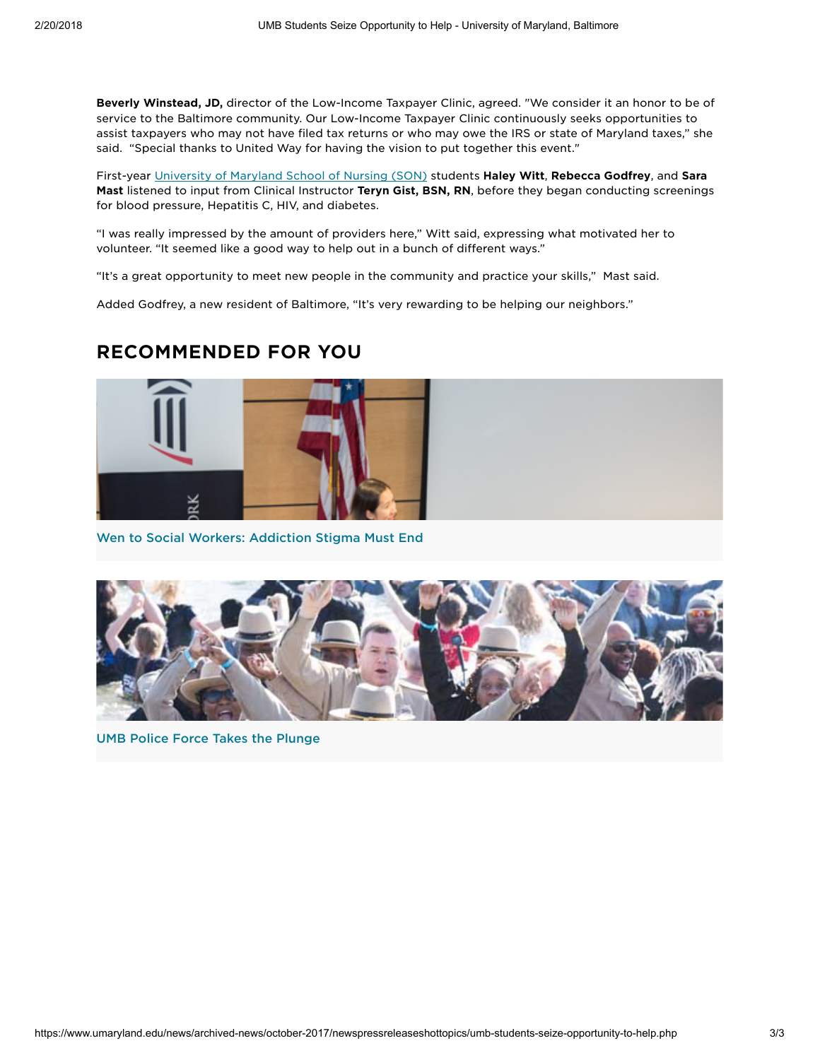**Beverly Winstead, JD,** director of the Low-Income Taxpayer Clinic, agreed. "We consider it an honor to be of service to the Baltimore community. Our Low-Income Taxpayer Clinic continuously seeks opportunities to assist taxpayers who may not have filed tax returns or who may owe the IRS or state of Maryland taxes," she said. "Special thanks to United Way for having the vision to put together this event."

First-year University of Maryland School of Nursing (SON) students **Haley Witt**, **Rebecca Godfrey**, and **Sara Mast** listened to input from Clinical Instructor **Teryn Gist, BSN, RN**, before they began conducting screenings for blood pressure, Hepatitis C, HIV, and diabetes.

"I was really impressed by the amount of providers here," Witt said, expressing what motivated her to volunteer. "It seemed like a good way to help out in a bunch of different ways."

"It's a great opportunity to meet new people in the community and practice your skills," Mast said.

Added Godfrey, a new resident of Baltimore, "It's very rewarding to be helping our neighbors."

## RECOMMENDED FOR YOU

Wen to Social Workers: Addiction Stigma Must End

UMB Police Force Takes the Plunge